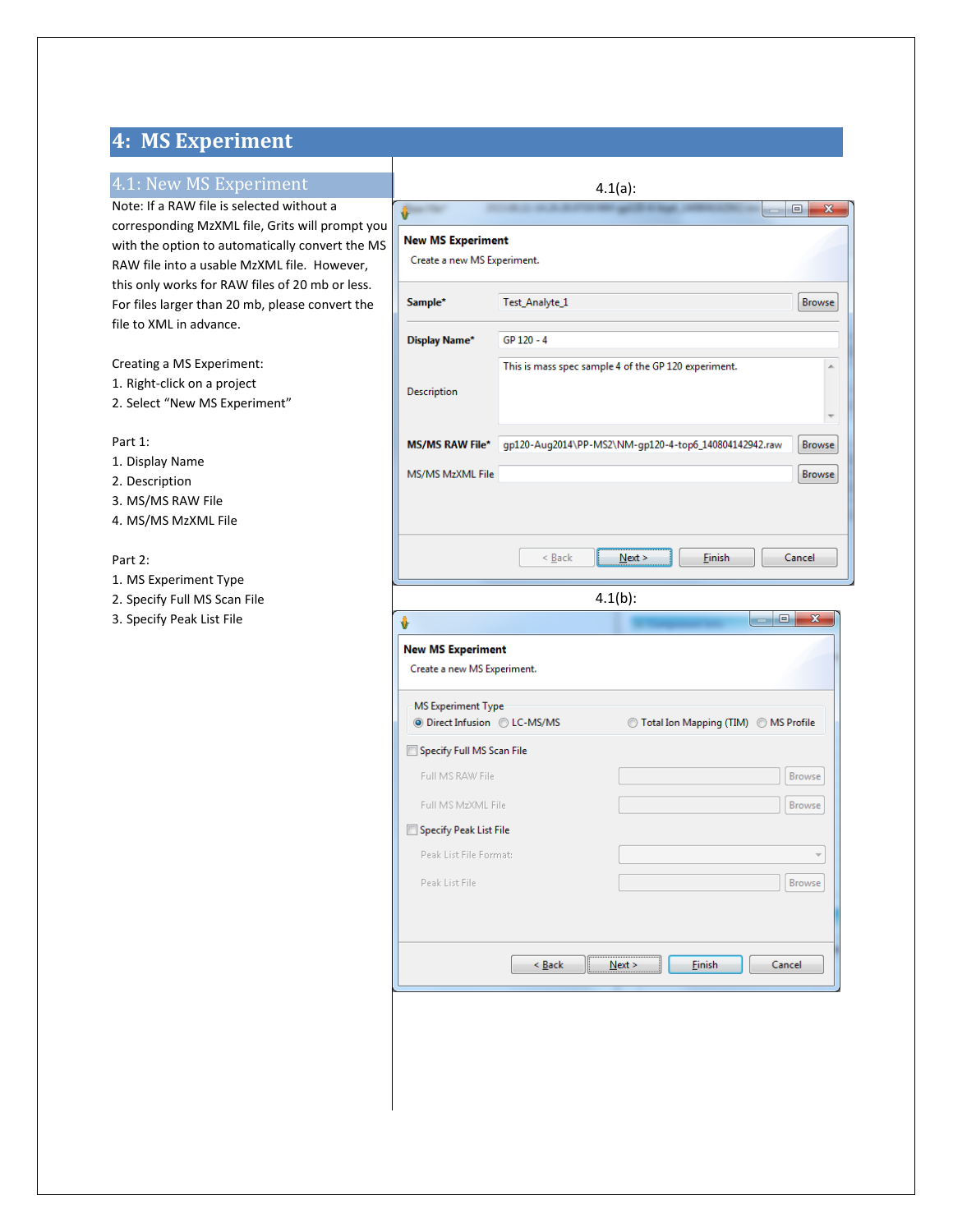# 4: MS Experiment

## 4.1: New MS Experiment

Note: If a RAW file is selected without a corresponding MzXML file, Grits will prompt you with the option to automatically convert the MS RAW file into a usable MzXML file. However, this only works for RAW files of 20 mb or less. For files larger than 20 mb, please convert the file to XML in advance.

Creating a MS Experiment:

1. Right-click on a project
2. Select "New MS Experiment"

Part 1:

1. Display Name
2. Description
3. MS/MS RAW File
4. MS/MS MzXML File

Part 2:

1. MS Experiment Type
2. Specify Full MS Scan File
3. Specify Peak List File

4.1(a):

**New MS Experiment**

Create a new MS Experiment.

**Sample*** Test_Analyte_1 [Browse]

**Display Name*** GP 120 - 4

Description: This is mass spec sample 4 of the GP 120 experiment.

**MS/MS RAW File*** gp120-Aug2014\PP-MS2\NM-gp120-4-top6_140804142942.raw [Browse]

MS/MS MzXML File [Browse]

< Back | Next > | Finish | Cancel

4.1(b):

**New MS Experiment**

Create a new MS Experiment.

MS Experiment Type: (•) Direct Infusion ( ) LC-MS/MS ( ) Total Ion Mapping (TIM) ( ) MS Profile

[ ] Specify Full MS Scan File

Full MS RAW File [Browse]

Full MS MzXML File [Browse]

[ ] Specify Peak List File

Peak List File Format:

Peak List File [Browse]

< Back | Next > | Finish | Cancel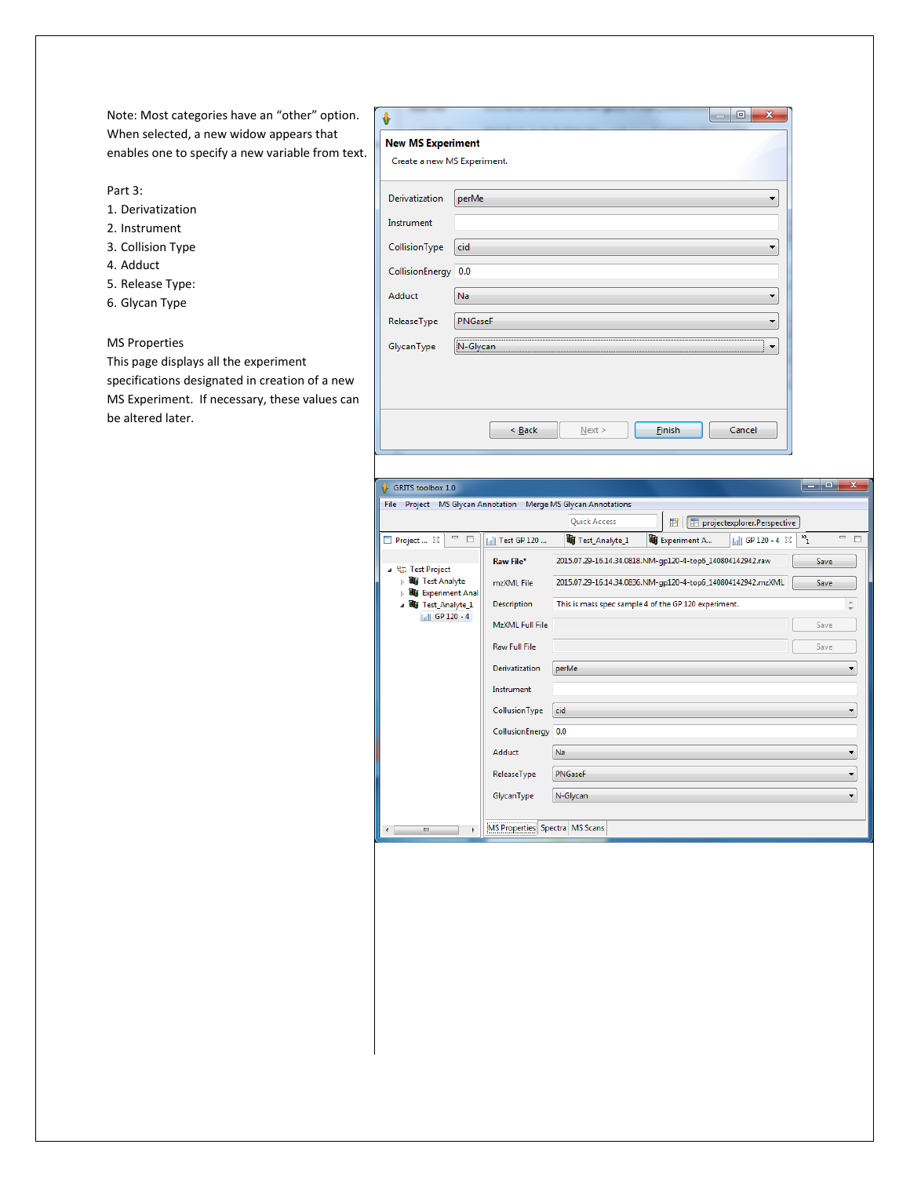Note: Most categories have an “other” option. When selected, a new widow appears that enables one to specify a new variable from text.

Part 3:

1. Derivatization
2. Instrument
3. Collision Type
4. Adduct
5. Release Type:
6. Glycan Type

MS Properties

This page displays all the experiment specifications designated in creation of a new MS Experiment. If necessary, these values can be altered later.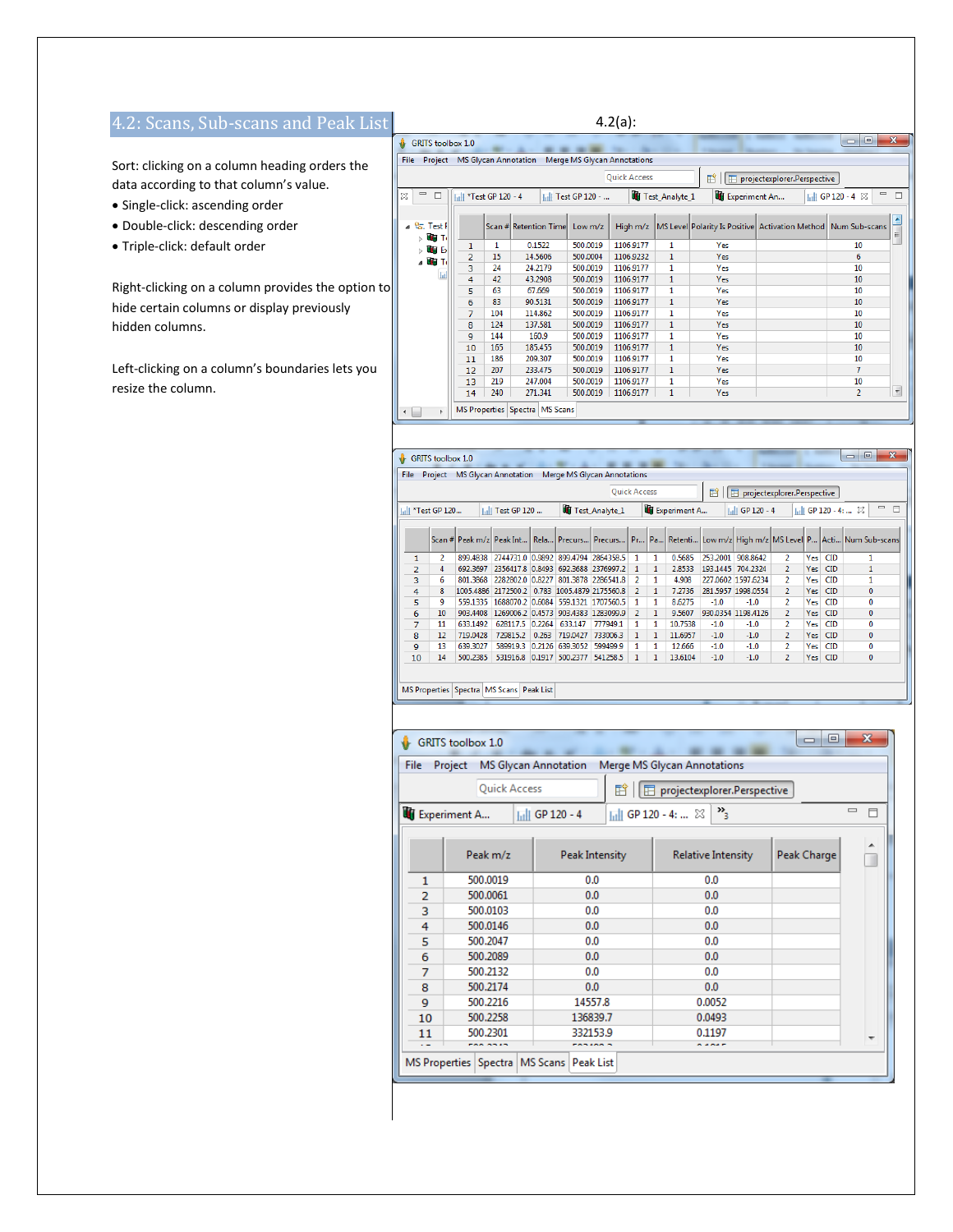## 4.2: Scans, Sub-scans and Peak List

Sort: clicking on a column heading orders the data according to that column's value.

- Single-click: ascending order
- Double-click: descending order
- Triple-click: default order

Right-clicking on a column provides the option to hide certain columns or display previously hidden columns.

Left-clicking on a column's boundaries lets you resize the column.

4.2(a):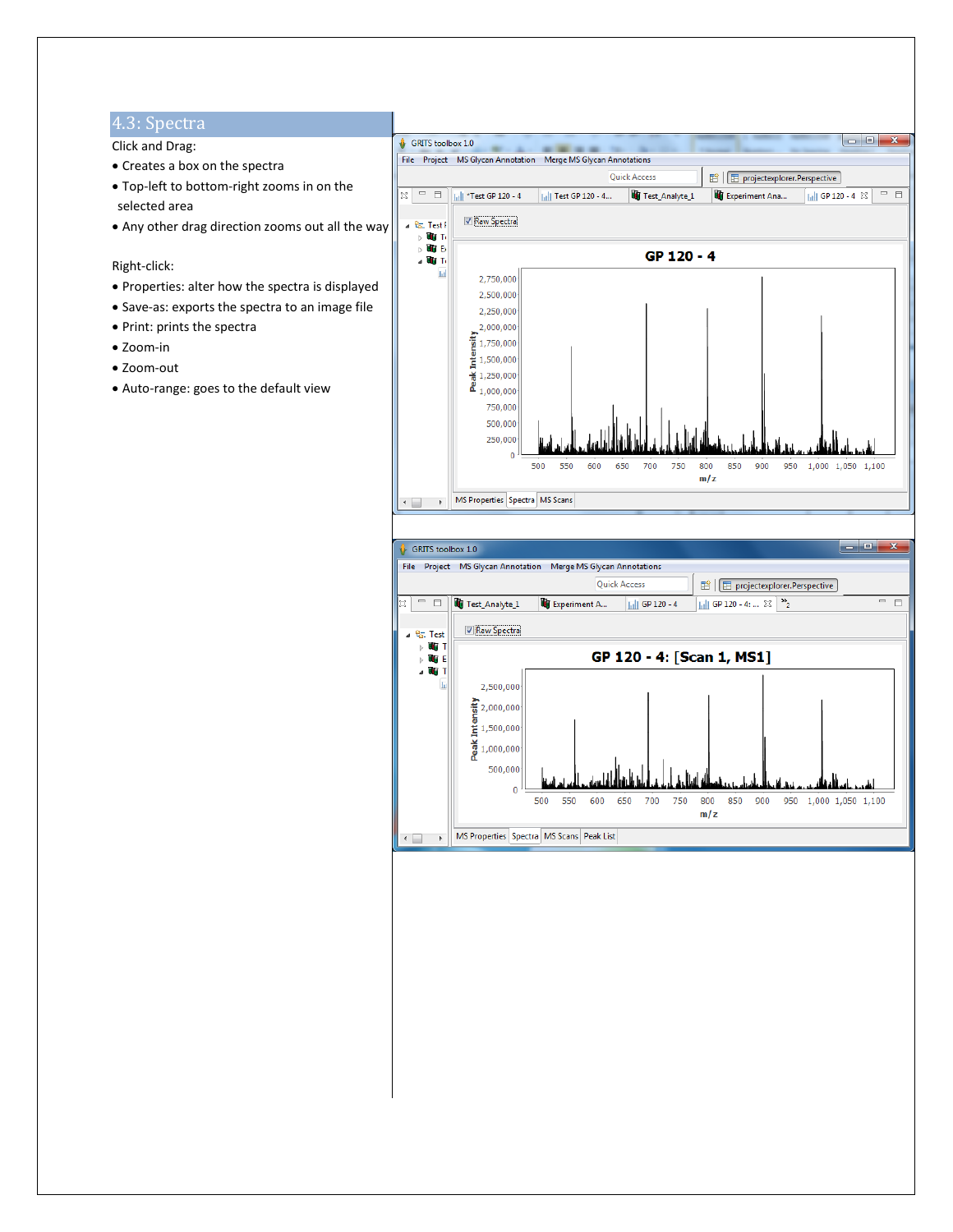## 4.3: Spectra

Click and Drag:

- Creates a box on the spectra
- Top-left to bottom-right zooms in on the selected area
- Any other drag direction zooms out all the way

Right-click:

- Properties: alter how the spectra is displayed
- Save-as: exports the spectra to an image file
- Print: prints the spectra
- Zoom-in
- Zoom-out
- Auto-range: goes to the default view